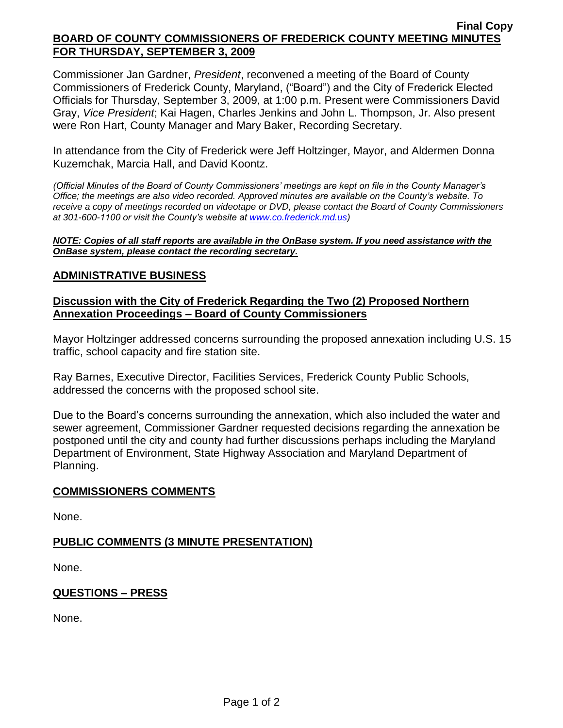**Final Copy**

**BOARD OF COUNTY COMMISSIONERS OF FREDERICK COUNTY MEETING MINUTES FOR THURSDAY, SEPTEMBER 3, 2009**

Commissioner Jan Gardner, *President*, reconvened a meeting of the Board of County Commissioners of Frederick County, Maryland, ("Board") and the City of Frederick Elected Officials for Thursday, September 3, 2009, at 1:00 p.m. Present were Commissioners David Gray, *Vice President*; Kai Hagen, Charles Jenkins and John L. Thompson, Jr. Also present were Ron Hart, County Manager and Mary Baker, Recording Secretary.

In attendance from the City of Frederick were Jeff Holtzinger, Mayor, and Aldermen Donna Kuzemchak, Marcia Hall, and David Koontz.

*(Official Minutes of the Board of County Commissioners' meetings are kept on file in the County Manager's Office; the meetings are also video recorded. Approved minutes are available on the County's website. To receive a copy of meetings recorded on videotape or DVD, please contact the Board of County Commissioners at 301-600-1100 or visit the County's website at [www.co.frederick.md.us](www.co.frederick.md.us))*

***NOTE: Copies of all staff reports are available in the OnBase system. If you need assistance with the OnBase system, please contact the recording secretary.***

## ADMINISTRATIVE BUSINESS

### Discussion with the City of Frederick Regarding the Two (2) Proposed Northern Annexation Proceedings – Board of County Commissioners

Mayor Holtzinger addressed concerns surrounding the proposed annexation including U.S. 15 traffic, school capacity and fire station site.

Ray Barnes, Executive Director, Facilities Services, Frederick County Public Schools, addressed the concerns with the proposed school site.

Due to the Board's concerns surrounding the annexation, which also included the water and sewer agreement, Commissioner Gardner requested decisions regarding the annexation be postponed until the city and county had further discussions perhaps including the Maryland Department of Environment, State Highway Association and Maryland Department of Planning.

## COMMISSIONERS COMMENTS

None.

## PUBLIC COMMENTS (3 MINUTE PRESENTATION)

None.

## QUESTIONS – PRESS

None.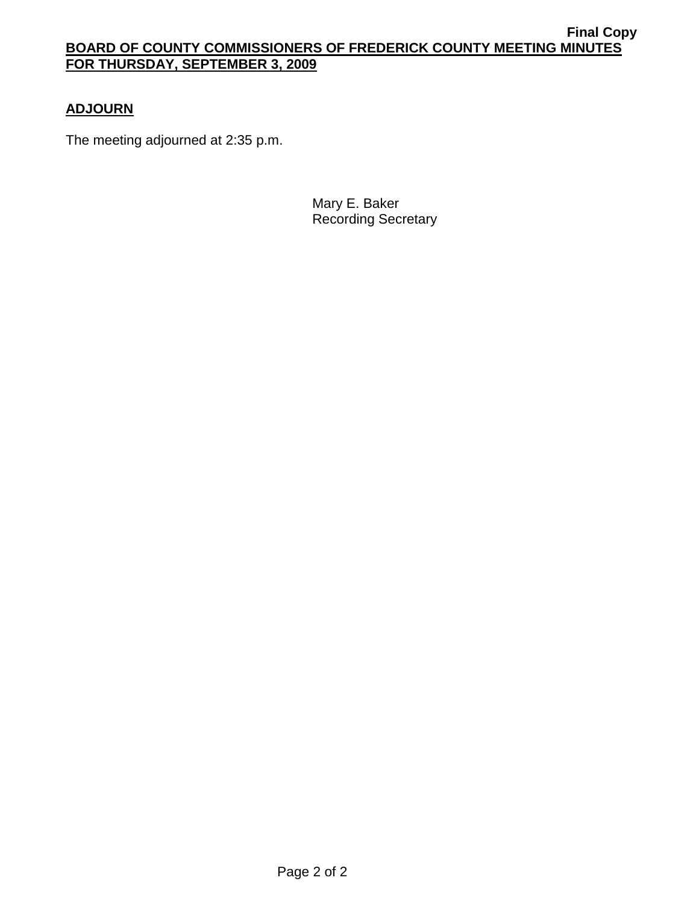## ADJOURN

The meeting adjourned at 2:35 p.m.

Mary E. Baker
Recording Secretary